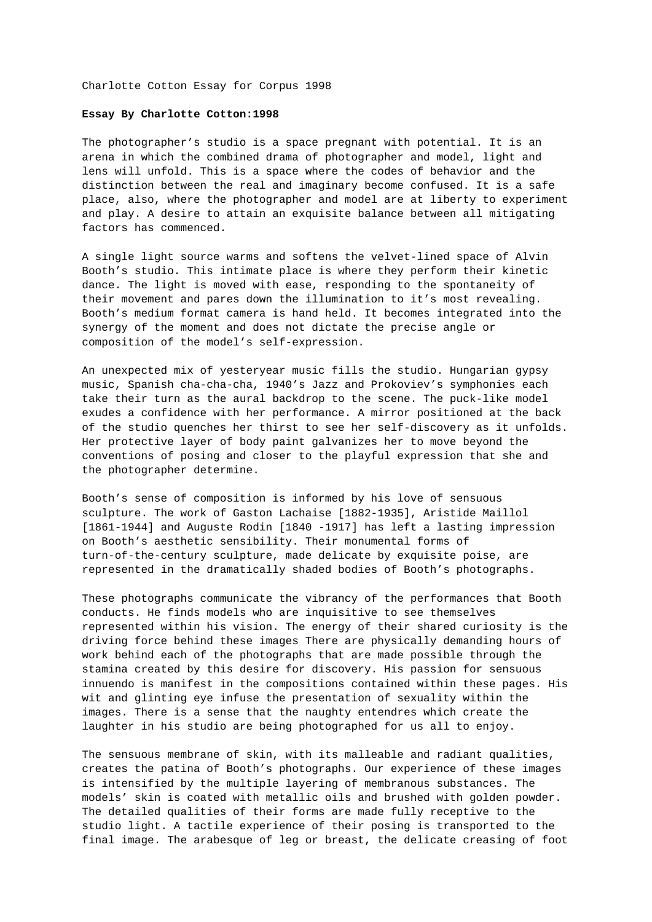Charlotte Cotton Essay for Corpus 1998

**Essay By Charlotte Cotton:1998**

The photographer's studio is a space pregnant with potential. It is an arena in which the combined drama of photographer and model, light and lens will unfold. This is a space where the codes of behavior and the distinction between the real and imaginary become confused. It is a safe place, also, where the photographer and model are at liberty to experiment and play. A desire to attain an exquisite balance between all mitigating factors has commenced.

A single light source warms and softens the velvet-lined space of Alvin Booth's studio. This intimate place is where they perform their kinetic dance. The light is moved with ease, responding to the spontaneity of their movement and pares down the illumination to it's most revealing. Booth's medium format camera is hand held. It becomes integrated into the synergy of the moment and does not dictate the precise angle or composition of the model's self-expression.

An unexpected mix of yesteryear music fills the studio. Hungarian gypsy music, Spanish cha-cha-cha, 1940's Jazz and Prokoviev's symphonies each take their turn as the aural backdrop to the scene. The puck-like model exudes a confidence with her performance. A mirror positioned at the back of the studio quenches her thirst to see her self-discovery as it unfolds. Her protective layer of body paint galvanizes her to move beyond the conventions of posing and closer to the playful expression that she and the photographer determine.

Booth's sense of composition is informed by his love of sensuous sculpture. The work of Gaston Lachaise [1882-1935], Aristide Maillol [1861-1944] and Auguste Rodin [1840 -1917] has left a lasting impression on Booth's aesthetic sensibility. Their monumental forms of turn-of-the-century sculpture, made delicate by exquisite poise, are represented in the dramatically shaded bodies of Booth's photographs.

These photographs communicate the vibrancy of the performances that Booth conducts. He finds models who are inquisitive to see themselves represented within his vision. The energy of their shared curiosity is the driving force behind these images There are physically demanding hours of work behind each of the photographs that are made possible through the stamina created by this desire for discovery. His passion for sensuous innuendo is manifest in the compositions contained within these pages. His wit and glinting eye infuse the presentation of sexuality within the images. There is a sense that the naughty entendres which create the laughter in his studio are being photographed for us all to enjoy.

The sensuous membrane of skin, with its malleable and radiant qualities, creates the patina of Booth's photographs. Our experience of these images is intensified by the multiple layering of membranous substances. The models' skin is coated with metallic oils and brushed with golden powder. The detailed qualities of their forms are made fully receptive to the studio light. A tactile experience of their posing is transported to the final image. The arabesque of leg or breast, the delicate creasing of foot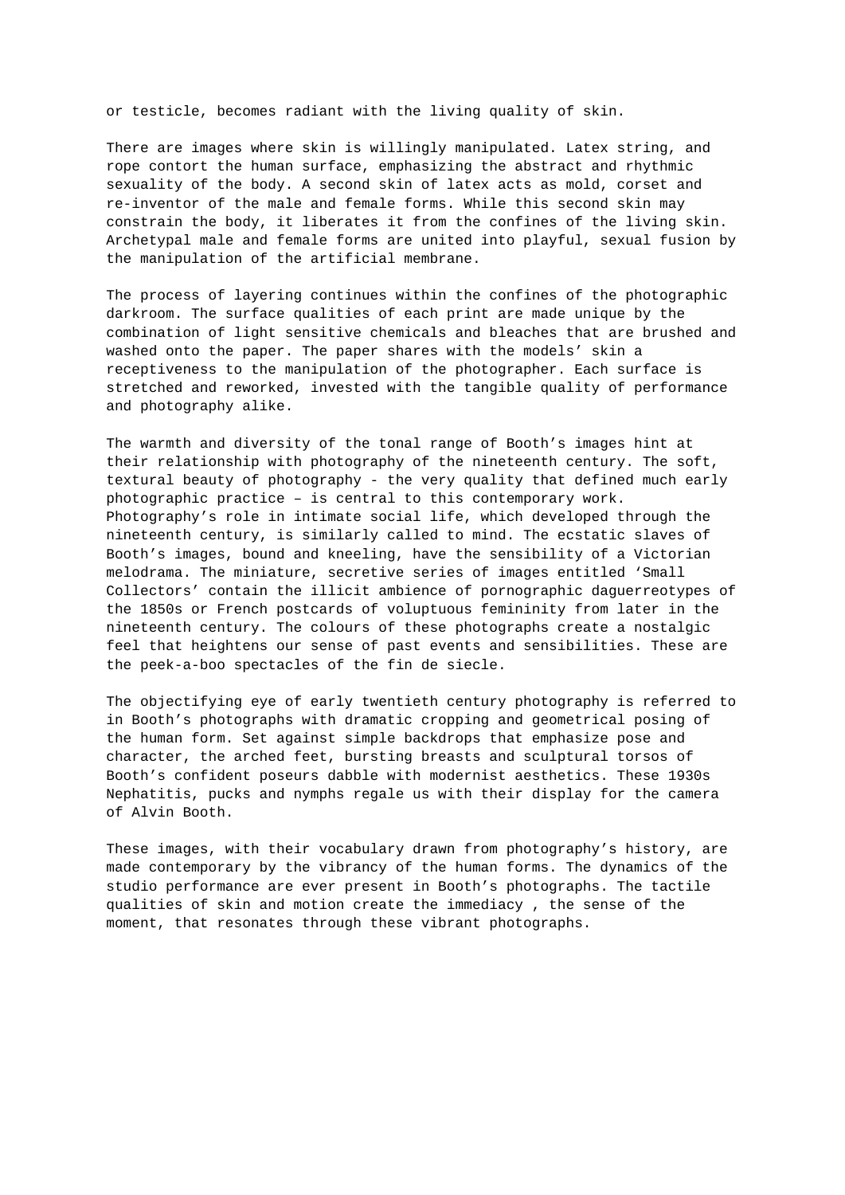or testicle, becomes radiant with the living quality of skin.

There are images where skin is willingly manipulated. Latex string, and rope contort the human surface, emphasizing the abstract and rhythmic sexuality of the body. A second skin of latex acts as mold, corset and re-inventor of the male and female forms. While this second skin may constrain the body, it liberates it from the confines of the living skin. Archetypal male and female forms are united into playful, sexual fusion by the manipulation of the artificial membrane.

The process of layering continues within the confines of the photographic darkroom. The surface qualities of each print are made unique by the combination of light sensitive chemicals and bleaches that are brushed and washed onto the paper. The paper shares with the models' skin a receptiveness to the manipulation of the photographer. Each surface is stretched and reworked, invested with the tangible quality of performance and photography alike.

The warmth and diversity of the tonal range of Booth's images hint at their relationship with photography of the nineteenth century. The soft, textural beauty of photography - the very quality that defined much early photographic practice – is central to this contemporary work. Photography's role in intimate social life, which developed through the nineteenth century, is similarly called to mind. The ecstatic slaves of Booth's images, bound and kneeling, have the sensibility of a Victorian melodrama. The miniature, secretive series of images entitled 'Small Collectors' contain the illicit ambience of pornographic daguerreotypes of the 1850s or French postcards of voluptuous femininity from later in the nineteenth century. The colours of these photographs create a nostalgic feel that heightens our sense of past events and sensibilities. These are the peek-a-boo spectacles of the fin de siecle.

The objectifying eye of early twentieth century photography is referred to in Booth's photographs with dramatic cropping and geometrical posing of the human form. Set against simple backdrops that emphasize pose and character, the arched feet, bursting breasts and sculptural torsos of Booth's confident poseurs dabble with modernist aesthetics. These 1930s Nephatitis, pucks and nymphs regale us with their display for the camera of Alvin Booth.

These images, with their vocabulary drawn from photography's history, are made contemporary by the vibrancy of the human forms. The dynamics of the studio performance are ever present in Booth's photographs. The tactile qualities of skin and motion create the immediacy , the sense of the moment, that resonates through these vibrant photographs.